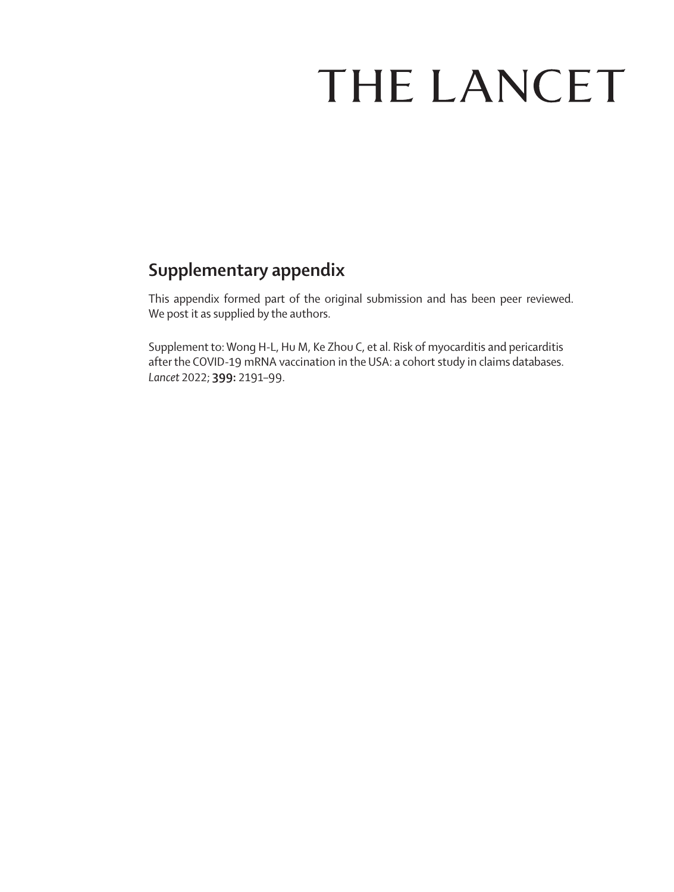# THE LANCET

## Supplementary appendix

This appendix formed part of the original submission and has been peer reviewed. We post it as supplied by the authors.

Supplement to: Wong H-L, Hu M, Ke Zhou C, et al. Risk of myocarditis and pericarditis after the COVID-19 mRNA vaccination in the USA: a cohort study in claims databases. *Lancet* 2022; **399:** 2191–99.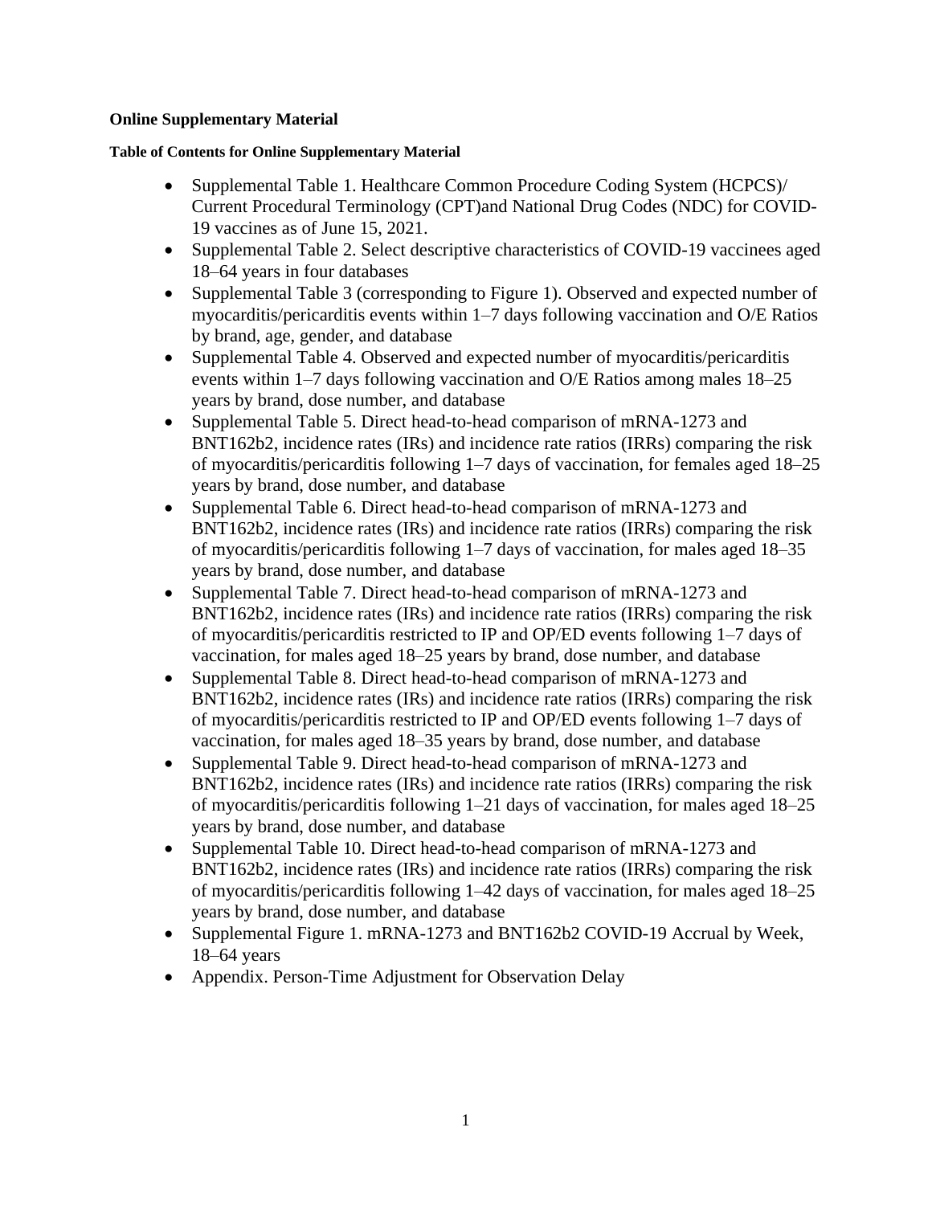**Online Supplementary Material**

**Table of Contents for Online Supplementary Material**

- Supplemental Table 1. Healthcare Common Procedure Coding System (HCPCS)/ Current Procedural Terminology (CPT)and National Drug Codes (NDC) for COVID-19 vaccines as of June 15, 2021.
- Supplemental Table 2. Select descriptive characteristics of COVID-19 vaccinees aged 18–64 years in four databases
- Supplemental Table 3 (corresponding to Figure 1). Observed and expected number of myocarditis/pericarditis events within 1–7 days following vaccination and O/E Ratios by brand, age, gender, and database
- Supplemental Table 4. Observed and expected number of myocarditis/pericarditis events within 1–7 days following vaccination and O/E Ratios among males 18–25 years by brand, dose number, and database
- Supplemental Table 5. Direct head-to-head comparison of mRNA-1273 and BNT162b2, incidence rates (IRs) and incidence rate ratios (IRRs) comparing the risk of myocarditis/pericarditis following 1–7 days of vaccination, for females aged 18–25 years by brand, dose number, and database
- Supplemental Table 6. Direct head-to-head comparison of mRNA-1273 and BNT162b2, incidence rates (IRs) and incidence rate ratios (IRRs) comparing the risk of myocarditis/pericarditis following 1–7 days of vaccination, for males aged 18–35 years by brand, dose number, and database
- Supplemental Table 7. Direct head-to-head comparison of mRNA-1273 and BNT162b2, incidence rates (IRs) and incidence rate ratios (IRRs) comparing the risk of myocarditis/pericarditis restricted to IP and OP/ED events following 1–7 days of vaccination, for males aged 18–25 years by brand, dose number, and database
- Supplemental Table 8. Direct head-to-head comparison of mRNA-1273 and BNT162b2, incidence rates (IRs) and incidence rate ratios (IRRs) comparing the risk of myocarditis/pericarditis restricted to IP and OP/ED events following 1–7 days of vaccination, for males aged 18–35 years by brand, dose number, and database
- Supplemental Table 9. Direct head-to-head comparison of mRNA-1273 and BNT162b2, incidence rates (IRs) and incidence rate ratios (IRRs) comparing the risk of myocarditis/pericarditis following 1–21 days of vaccination, for males aged 18–25 years by brand, dose number, and database
- Supplemental Table 10. Direct head-to-head comparison of mRNA-1273 and BNT162b2, incidence rates (IRs) and incidence rate ratios (IRRs) comparing the risk of myocarditis/pericarditis following 1–42 days of vaccination, for males aged 18–25 years by brand, dose number, and database
- Supplemental Figure 1. mRNA-1273 and BNT162b2 COVID-19 Accrual by Week, 18–64 years
- Appendix. Person-Time Adjustment for Observation Delay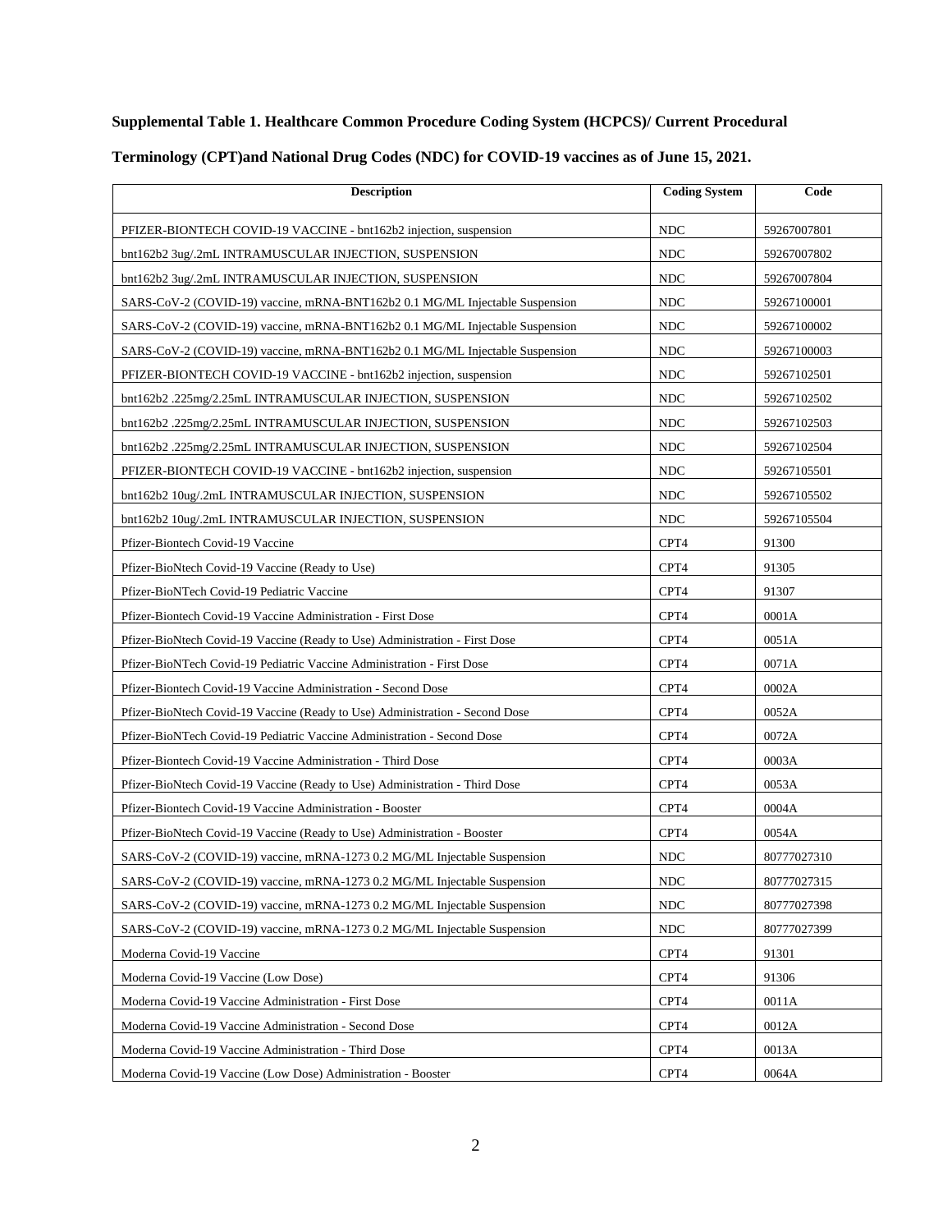**Supplemental Table 1. Healthcare Common Procedure Coding System (HCPCS)/ Current Procedural Terminology (CPT)and National Drug Codes (NDC) for COVID-19 vaccines as of June 15, 2021.**

| Description | Coding System | Code |
|---|---|---|
| PFIZER-BIONTECH COVID-19 VACCINE - bnt162b2 injection, suspension | NDC | 59267007801 |
| bnt162b2 3ug/.2mL INTRAMUSCULAR INJECTION, SUSPENSION | NDC | 59267007802 |
| bnt162b2 3ug/.2mL INTRAMUSCULAR INJECTION, SUSPENSION | NDC | 59267007804 |
| SARS-CoV-2 (COVID-19) vaccine, mRNA-BNT162b2 0.1 MG/ML Injectable Suspension | NDC | 59267100001 |
| SARS-CoV-2 (COVID-19) vaccine, mRNA-BNT162b2 0.1 MG/ML Injectable Suspension | NDC | 59267100002 |
| SARS-CoV-2 (COVID-19) vaccine, mRNA-BNT162b2 0.1 MG/ML Injectable Suspension | NDC | 59267100003 |
| PFIZER-BIONTECH COVID-19 VACCINE - bnt162b2 injection, suspension | NDC | 59267102501 |
| bnt162b2 .225mg/2.25mL INTRAMUSCULAR INJECTION, SUSPENSION | NDC | 59267102502 |
| bnt162b2 .225mg/2.25mL INTRAMUSCULAR INJECTION, SUSPENSION | NDC | 59267102503 |
| bnt162b2 .225mg/2.25mL INTRAMUSCULAR INJECTION, SUSPENSION | NDC | 59267102504 |
| PFIZER-BIONTECH COVID-19 VACCINE - bnt162b2 injection, suspension | NDC | 59267105501 |
| bnt162b2 10ug/.2mL INTRAMUSCULAR INJECTION, SUSPENSION | NDC | 59267105502 |
| bnt162b2 10ug/.2mL INTRAMUSCULAR INJECTION, SUSPENSION | NDC | 59267105504 |
| Pfizer-Biontech Covid-19 Vaccine | CPT4 | 91300 |
| Pfizer-BioNtech Covid-19 Vaccine (Ready to Use) | CPT4 | 91305 |
| Pfizer-BioNTech Covid-19 Pediatric Vaccine | CPT4 | 91307 |
| Pfizer-Biontech Covid-19 Vaccine Administration - First Dose | CPT4 | 0001A |
| Pfizer-BioNtech Covid-19 Vaccine (Ready to Use) Administration - First Dose | CPT4 | 0051A |
| Pfizer-BioNTech Covid-19 Pediatric Vaccine Administration - First Dose | CPT4 | 0071A |
| Pfizer-Biontech Covid-19 Vaccine Administration - Second Dose | CPT4 | 0002A |
| Pfizer-BioNtech Covid-19 Vaccine (Ready to Use) Administration - Second Dose | CPT4 | 0052A |
| Pfizer-BioNTech Covid-19 Pediatric Vaccine Administration - Second Dose | CPT4 | 0072A |
| Pfizer-Biontech Covid-19 Vaccine Administration - Third Dose | CPT4 | 0003A |
| Pfizer-BioNtech Covid-19 Vaccine (Ready to Use) Administration - Third Dose | CPT4 | 0053A |
| Pfizer-Biontech Covid-19 Vaccine Administration - Booster | CPT4 | 0004A |
| Pfizer-BioNtech Covid-19 Vaccine (Ready to Use) Administration - Booster | CPT4 | 0054A |
| SARS-CoV-2 (COVID-19) vaccine, mRNA-1273 0.2 MG/ML Injectable Suspension | NDC | 80777027310 |
| SARS-CoV-2 (COVID-19) vaccine, mRNA-1273 0.2 MG/ML Injectable Suspension | NDC | 80777027315 |
| SARS-CoV-2 (COVID-19) vaccine, mRNA-1273 0.2 MG/ML Injectable Suspension | NDC | 80777027398 |
| SARS-CoV-2 (COVID-19) vaccine, mRNA-1273 0.2 MG/ML Injectable Suspension | NDC | 80777027399 |
| Moderna Covid-19 Vaccine | CPT4 | 91301 |
| Moderna Covid-19 Vaccine (Low Dose) | CPT4 | 91306 |
| Moderna Covid-19 Vaccine Administration - First Dose | CPT4 | 0011A |
| Moderna Covid-19 Vaccine Administration - Second Dose | CPT4 | 0012A |
| Moderna Covid-19 Vaccine Administration - Third Dose | CPT4 | 0013A |
| Moderna Covid-19 Vaccine (Low Dose) Administration - Booster | CPT4 | 0064A |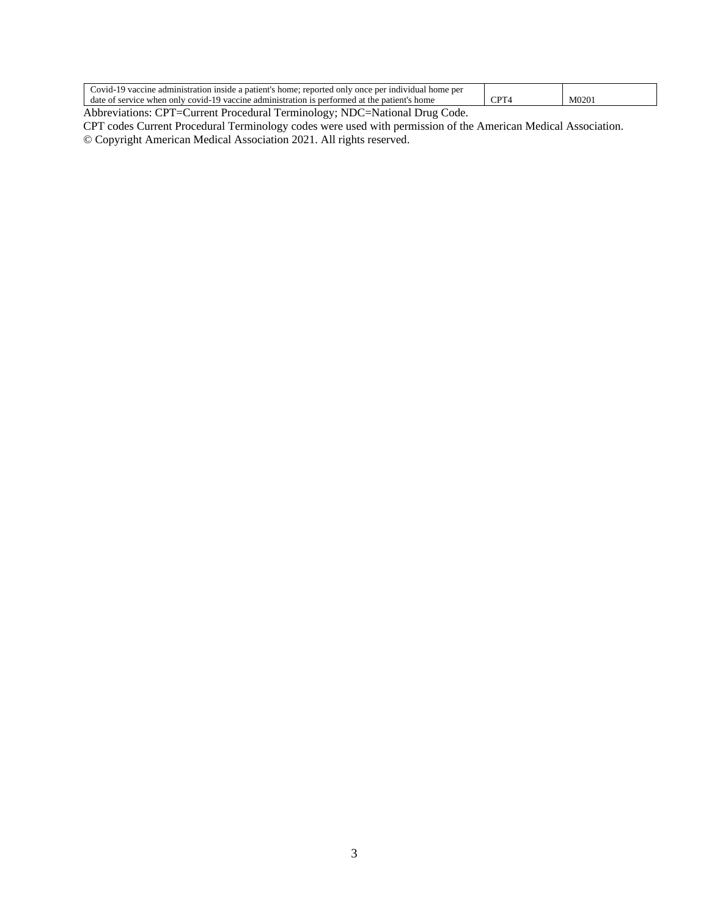| | | |
|---|---|---|
| Covid-19 vaccine administration inside a patient's home; reported only once per individual home per date of service when only covid-19 vaccine administration is performed at the patient's home | CPT4 | M0201 |

Abbreviations: CPT=Current Procedural Terminology; NDC=National Drug Code.

CPT codes Current Procedural Terminology codes were used with permission of the American Medical Association.

© Copyright American Medical Association 2021. All rights reserved.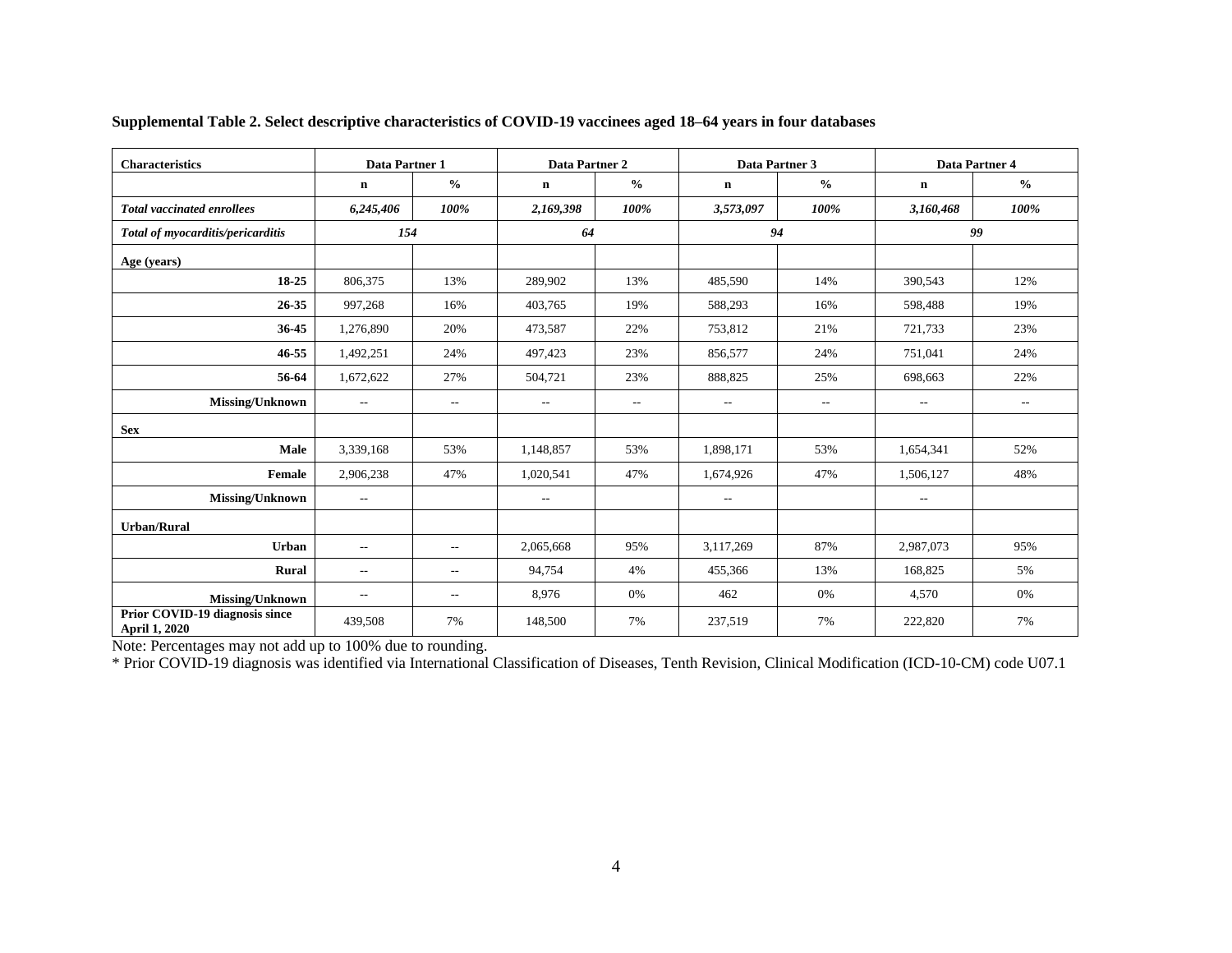**Supplemental Table 2. Select descriptive characteristics of COVID-19 vaccinees aged 18–64 years in four databases**

| Characteristics | Data Partner 1 | | Data Partner 2 | | Data Partner 3 | | Data Partner 4 | |
|---|---|---|---|---|---|---|---|---|
| | n | % | n | % | n | % | n | % |
| ***Total vaccinated enrollees*** | ***6,245,406*** | ***100%*** | ***2,169,398*** | ***100%*** | ***3,573,097*** | ***100%*** | ***3,160,468*** | ***100%*** |
| ***Total of myocarditis/pericarditis*** | ***154*** | | ***64*** | | ***94*** | | ***99*** | |
| **Age (years)** | | | | | | | | |
| **18-25** | 806,375 | 13% | 289,902 | 13% | 485,590 | 14% | 390,543 | 12% |
| **26-35** | 997,268 | 16% | 403,765 | 19% | 588,293 | 16% | 598,488 | 19% |
| **36-45** | 1,276,890 | 20% | 473,587 | 22% | 753,812 | 21% | 721,733 | 23% |
| **46-55** | 1,492,251 | 24% | 497,423 | 23% | 856,577 | 24% | 751,041 | 24% |
| **56-64** | 1,672,622 | 27% | 504,721 | 23% | 888,825 | 25% | 698,663 | 22% |
| **Missing/Unknown** | -- | -- | -- | -- | -- | -- | -- | -- |
| **Sex** | | | | | | | | |
| **Male** | 3,339,168 | 53% | 1,148,857 | 53% | 1,898,171 | 53% | 1,654,341 | 52% |
| **Female** | 2,906,238 | 47% | 1,020,541 | 47% | 1,674,926 | 47% | 1,506,127 | 48% |
| **Missing/Unknown** | -- | | -- | | -- | | -- | |
| **Urban/Rural** | | | | | | | | |
| **Urban** | -- | -- | 2,065,668 | 95% | 3,117,269 | 87% | 2,987,073 | 95% |
| **Rural** | -- | -- | 94,754 | 4% | 455,366 | 13% | 168,825 | 5% |
| **Missing/Unknown** | -- | -- | 8,976 | 0% | 462 | 0% | 4,570 | 0% |
| **Prior COVID-19 diagnosis since April 1, 2020** | 439,508 | 7% | 148,500 | 7% | 237,519 | 7% | 222,820 | 7% |

Note: Percentages may not add up to 100% due to rounding.

* Prior COVID-19 diagnosis was identified via International Classification of Diseases, Tenth Revision, Clinical Modification (ICD-10-CM) code U07.1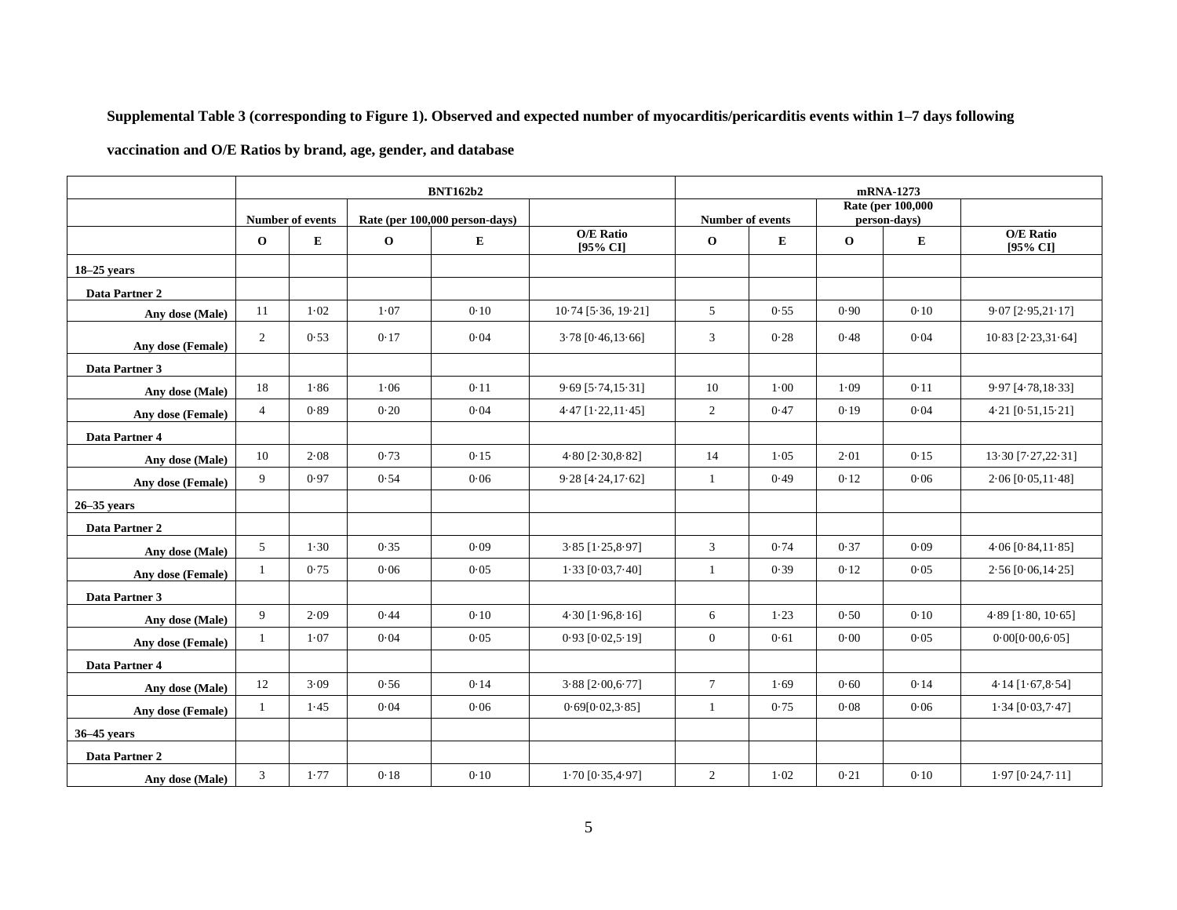**Supplemental Table 3 (corresponding to Figure 1). Observed and expected number of myocarditis/pericarditis events within 1–7 days following vaccination and O/E Ratios by brand, age, gender, and database**

| | BNT162b2 | | | | | mRNA-1273 | | | | |
|---|---|---|---|---|---|---|---|---|---|---|
| | Number of events | | Rate (per 100,000 person-days) | | | Number of events | | Rate (per 100,000 person-days) | | |
| | O | E | O | E | O/E Ratio [95% CI] | O | E | O | E | O/E Ratio [95% CI] |
| **18–25 years** | | | | | | | | | | |
| **Data Partner 2** | | | | | | | | | | |
| **Any dose (Male)** | 11 | 1·02 | 1·07 | 0·10 | 10·74 [5·36, 19·21] | 5 | 0·55 | 0·90 | 0·10 | 9·07 [2·95,21·17] |
| **Any dose (Female)** | 2 | 0·53 | 0·17 | 0·04 | 3·78 [0·46,13·66] | 3 | 0·28 | 0·48 | 0·04 | 10·83 [2·23,31·64] |
| **Data Partner 3** | | | | | | | | | | |
| **Any dose (Male)** | 18 | 1·86 | 1·06 | 0·11 | 9·69 [5·74,15·31] | 10 | 1·00 | 1·09 | 0·11 | 9·97 [4·78,18·33] |
| **Any dose (Female)** | 4 | 0·89 | 0·20 | 0·04 | 4·47 [1·22,11·45] | 2 | 0·47 | 0·19 | 0·04 | 4·21 [0·51,15·21] |
| **Data Partner 4** | | | | | | | | | | |
| **Any dose (Male)** | 10 | 2·08 | 0·73 | 0·15 | 4·80 [2·30,8·82] | 14 | 1·05 | 2·01 | 0·15 | 13·30 [7·27,22·31] |
| **Any dose (Female)** | 9 | 0·97 | 0·54 | 0·06 | 9·28 [4·24,17·62] | 1 | 0·49 | 0·12 | 0·06 | 2·06 [0·05,11·48] |
| **26–35 years** | | | | | | | | | | |
| **Data Partner 2** | | | | | | | | | | |
| **Any dose (Male)** | 5 | 1·30 | 0·35 | 0·09 | 3·85 [1·25,8·97] | 3 | 0·74 | 0·37 | 0·09 | 4·06 [0·84,11·85] |
| **Any dose (Female)** | 1 | 0·75 | 0·06 | 0·05 | 1·33 [0·03,7·40] | 1 | 0·39 | 0·12 | 0·05 | 2·56 [0·06,14·25] |
| **Data Partner 3** | | | | | | | | | | |
| **Any dose (Male)** | 9 | 2·09 | 0·44 | 0·10 | 4·30 [1·96,8·16] | 6 | 1·23 | 0·50 | 0·10 | 4·89 [1·80, 10·65] |
| **Any dose (Female)** | 1 | 1·07 | 0·04 | 0·05 | 0·93 [0·02,5·19] | 0 | 0·61 | 0·00 | 0·05 | 0·00[0·00,6·05] |
| **Data Partner 4** | | | | | | | | | | |
| **Any dose (Male)** | 12 | 3·09 | 0·56 | 0·14 | 3·88 [2·00,6·77] | 7 | 1·69 | 0·60 | 0·14 | 4·14 [1·67,8·54] |
| **Any dose (Female)** | 1 | 1·45 | 0·04 | 0·06 | 0·69[0·02,3·85] | 1 | 0·75 | 0·08 | 0·06 | 1·34 [0·03,7·47] |
| **36–45 years** | | | | | | | | | | |
| **Data Partner 2** | | | | | | | | | | |
| **Any dose (Male)** | 3 | 1·77 | 0·18 | 0·10 | 1·70 [0·35,4·97] | 2 | 1·02 | 0·21 | 0·10 | 1·97 [0·24,7·11] |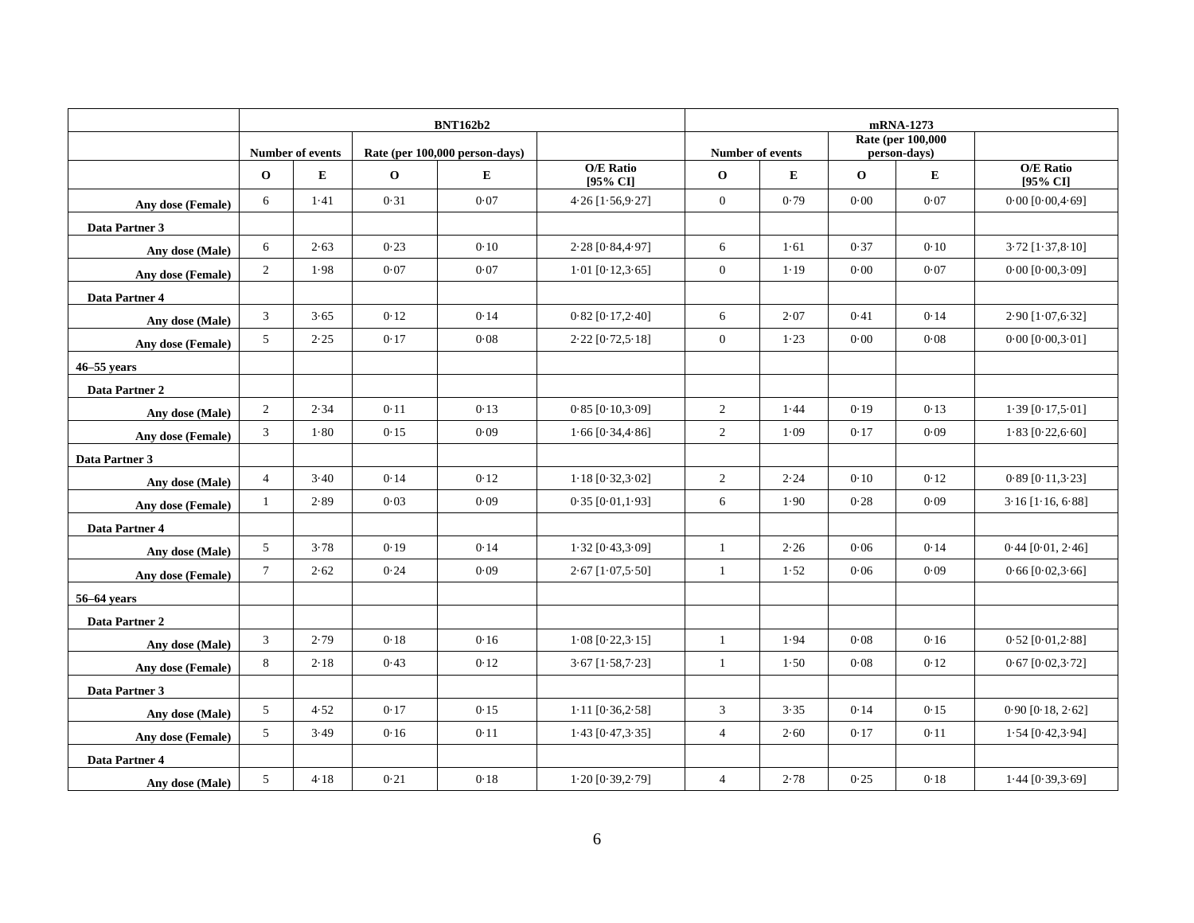| | BNT162b2 | | | | | mRNA-1273 | | | | |
|---|---|---|---|---|---|---|---|---|---|---|
| | Number of events | | Rate (per 100,000 person-days) | | | Number of events | | Rate (per 100,000 person-days) | | |
| | O | E | O | E | O/E Ratio [95% CI] | O | E | O | E | O/E Ratio [95% CI] |
| Any dose (Female) | 6 | 1·41 | 0·31 | 0·07 | 4·26 [1·56,9·27] | 0 | 0·79 | 0·00 | 0·07 | 0·00 [0·00,4·69] |
| Data Partner 3 | | | | | | | | | | |
| Any dose (Male) | 6 | 2·63 | 0·23 | 0·10 | 2·28 [0·84,4·97] | 6 | 1·61 | 0·37 | 0·10 | 3·72 [1·37,8·10] |
| Any dose (Female) | 2 | 1·98 | 0·07 | 0·07 | 1·01 [0·12,3·65] | 0 | 1·19 | 0·00 | 0·07 | 0·00 [0·00,3·09] |
| Data Partner 4 | | | | | | | | | | |
| Any dose (Male) | 3 | 3·65 | 0·12 | 0·14 | 0·82 [0·17,2·40] | 6 | 2·07 | 0·41 | 0·14 | 2·90 [1·07,6·32] |
| Any dose (Female) | 5 | 2·25 | 0·17 | 0·08 | 2·22 [0·72,5·18] | 0 | 1·23 | 0·00 | 0·08 | 0·00 [0·00,3·01] |
| 46–55 years | | | | | | | | | | |
| Data Partner 2 | | | | | | | | | | |
| Any dose (Male) | 2 | 2·34 | 0·11 | 0·13 | 0·85 [0·10,3·09] | 2 | 1·44 | 0·19 | 0·13 | 1·39 [0·17,5·01] |
| Any dose (Female) | 3 | 1·80 | 0·15 | 0·09 | 1·66 [0·34,4·86] | 2 | 1·09 | 0·17 | 0·09 | 1·83 [0·22,6·60] |
| Data Partner 3 | | | | | | | | | | |
| Any dose (Male) | 4 | 3·40 | 0·14 | 0·12 | 1·18 [0·32,3·02] | 2 | 2·24 | 0·10 | 0·12 | 0·89 [0·11,3·23] |
| Any dose (Female) | 1 | 2·89 | 0·03 | 0·09 | 0·35 [0·01,1·93] | 6 | 1·90 | 0·28 | 0·09 | 3·16 [1·16, 6·88] |
| Data Partner 4 | | | | | | | | | | |
| Any dose (Male) | 5 | 3·78 | 0·19 | 0·14 | 1·32 [0·43,3·09] | 1 | 2·26 | 0·06 | 0·14 | 0·44 [0·01, 2·46] |
| Any dose (Female) | 7 | 2·62 | 0·24 | 0·09 | 2·67 [1·07,5·50] | 1 | 1·52 | 0·06 | 0·09 | 0·66 [0·02,3·66] |
| 56–64 years | | | | | | | | | | |
| Data Partner 2 | | | | | | | | | | |
| Any dose (Male) | 3 | 2·79 | 0·18 | 0·16 | 1·08 [0·22,3·15] | 1 | 1·94 | 0·08 | 0·16 | 0·52 [0·01,2·88] |
| Any dose (Female) | 8 | 2·18 | 0·43 | 0·12 | 3·67 [1·58,7·23] | 1 | 1·50 | 0·08 | 0·12 | 0·67 [0·02,3·72] |
| Data Partner 3 | | | | | | | | | | |
| Any dose (Male) | 5 | 4·52 | 0·17 | 0·15 | 1·11 [0·36,2·58] | 3 | 3·35 | 0·14 | 0·15 | 0·90 [0·18, 2·62] |
| Any dose (Female) | 5 | 3·49 | 0·16 | 0·11 | 1·43 [0·47,3·35] | 4 | 2·60 | 0·17 | 0·11 | 1·54 [0·42,3·94] |
| Data Partner 4 | | | | | | | | | | |
| Any dose (Male) | 5 | 4·18 | 0·21 | 0·18 | 1·20 [0·39,2·79] | 4 | 2·78 | 0·25 | 0·18 | 1·44 [0·39,3·69] |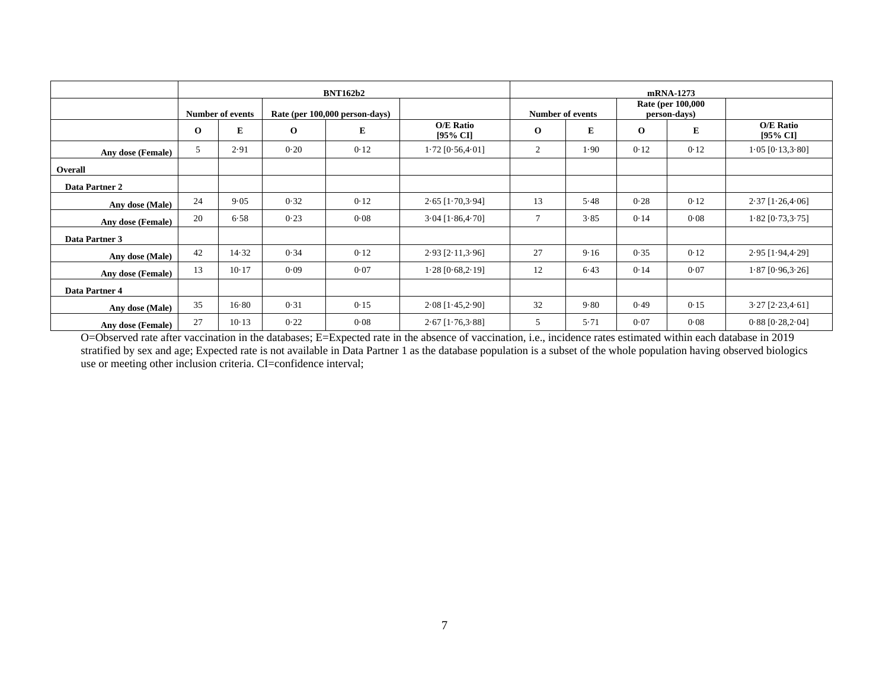| | BNT162b2 | | | | | mRNA-1273 | | | | |
|---|---|---|---|---|---|---|---|---|---|---|
| | Number of events | | Rate (per 100,000 person-days) | | | Number of events | | Rate (per 100,000 person-days) | | |
| | O | E | O | E | O/E Ratio [95% CI] | O | E | O | E | O/E Ratio [95% CI] |
| Any dose (Female) | 5 | 2·91 | 0·20 | 0·12 | 1·72 [0·56,4·01] | 2 | 1·90 | 0·12 | 0·12 | 1·05 [0·13,3·80] |
| **Overall** | | | | | | | | | | |
| **Data Partner 2** | | | | | | | | | | |
| Any dose (Male) | 24 | 9·05 | 0·32 | 0·12 | 2·65 [1·70,3·94] | 13 | 5·48 | 0·28 | 0·12 | 2·37 [1·26,4·06] |
| Any dose (Female) | 20 | 6·58 | 0·23 | 0·08 | 3·04 [1·86,4·70] | 7 | 3·85 | 0·14 | 0·08 | 1·82 [0·73,3·75] |
| **Data Partner 3** | | | | | | | | | | |
| Any dose (Male) | 42 | 14·32 | 0·34 | 0·12 | 2·93 [2·11,3·96] | 27 | 9·16 | 0·35 | 0·12 | 2·95 [1·94,4·29] |
| Any dose (Female) | 13 | 10·17 | 0·09 | 0·07 | 1·28 [0·68,2·19] | 12 | 6·43 | 0·14 | 0·07 | 1·87 [0·96,3·26] |
| **Data Partner 4** | | | | | | | | | | |
| Any dose (Male) | 35 | 16·80 | 0·31 | 0·15 | 2·08 [1·45,2·90] | 32 | 9·80 | 0·49 | 0·15 | 3·27 [2·23,4·61] |
| Any dose (Female) | 27 | 10·13 | 0·22 | 0·08 | 2·67 [1·76,3·88] | 5 | 5·71 | 0·07 | 0·08 | 0·88 [0·28,2·04] |

O=Observed rate after vaccination in the databases; E=Expected rate in the absence of vaccination, i.e., incidence rates estimated within each database in 2019 stratified by sex and age; Expected rate is not available in Data Partner 1 as the database population is a subset of the whole population having observed biologics use or meeting other inclusion criteria. CI=confidence interval;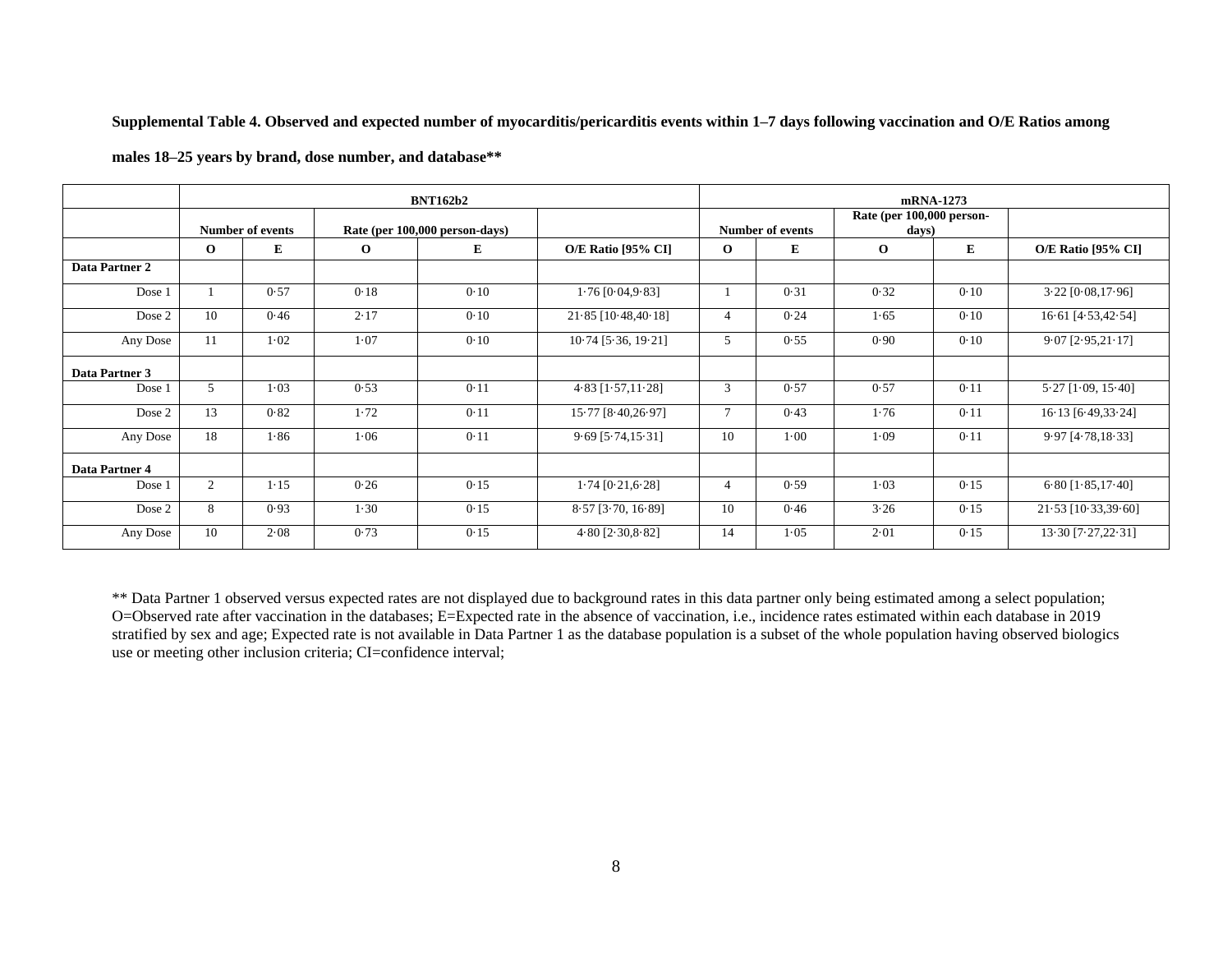**Supplemental Table 4. Observed and expected number of myocarditis/pericarditis events within 1–7 days following vaccination and O/E Ratios among males 18–25 years by brand, dose number, and database****

| | BNT162b2 | | | | | mRNA-1273 | | | | |
|---|---|---|---|---|---|---|---|---|---|---|
| | Number of events | | Rate (per 100,000 person-days) | | | Number of events | | Rate (per 100,000 person-days) | | |
| | O | E | O | E | O/E Ratio [95% CI] | O | E | O | E | O/E Ratio [95% CI] |
| **Data Partner 2** | | | | | | | | | | |
| Dose 1 | 1 | 0·57 | 0·18 | 0·10 | 1·76 [0·04,9·83] | 1 | 0·31 | 0·32 | 0·10 | 3·22 [0·08,17·96] |
| Dose 2 | 10 | 0·46 | 2·17 | 0·10 | 21·85 [10·48,40·18] | 4 | 0·24 | 1·65 | 0·10 | 16·61 [4·53,42·54] |
| Any Dose | 11 | 1·02 | 1·07 | 0·10 | 10·74 [5·36, 19·21] | 5 | 0·55 | 0·90 | 0·10 | 9·07 [2·95,21·17] |
| **Data Partner 3** | | | | | | | | | | |
| Dose 1 | 5 | 1·03 | 0·53 | 0·11 | 4·83 [1·57,11·28] | 3 | 0·57 | 0·57 | 0·11 | 5·27 [1·09, 15·40] |
| Dose 2 | 13 | 0·82 | 1·72 | 0·11 | 15·77 [8·40,26·97] | 7 | 0·43 | 1·76 | 0·11 | 16·13 [6·49,33·24] |
| Any Dose | 18 | 1·86 | 1·06 | 0·11 | 9·69 [5·74,15·31] | 10 | 1·00 | 1·09 | 0·11 | 9·97 [4·78,18·33] |
| **Data Partner 4** | | | | | | | | | | |
| Dose 1 | 2 | 1·15 | 0·26 | 0·15 | 1·74 [0·21,6·28] | 4 | 0·59 | 1·03 | 0·15 | 6·80 [1·85,17·40] |
| Dose 2 | 8 | 0·93 | 1·30 | 0·15 | 8·57 [3·70, 16·89] | 10 | 0·46 | 3·26 | 0·15 | 21·53 [10·33,39·60] |
| Any Dose | 10 | 2·08 | 0·73 | 0·15 | 4·80 [2·30,8·82] | 14 | 1·05 | 2·01 | 0·15 | 13·30 [7·27,22·31] |

** Data Partner 1 observed versus expected rates are not displayed due to background rates in this data partner only being estimated among a select population; O=Observed rate after vaccination in the databases; E=Expected rate in the absence of vaccination, i.e., incidence rates estimated within each database in 2019 stratified by sex and age; Expected rate is not available in Data Partner 1 as the database population is a subset of the whole population having observed biologics use or meeting other inclusion criteria; CI=confidence interval;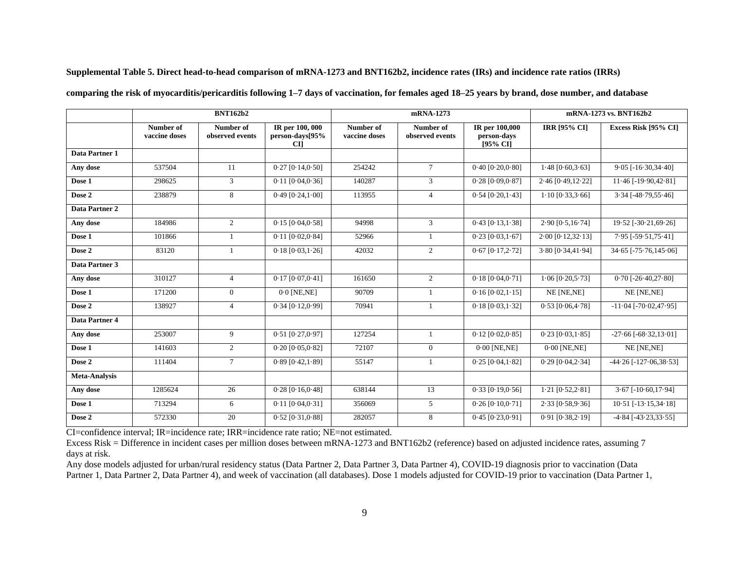**Supplemental Table 5. Direct head-to-head comparison of mRNA-1273 and BNT162b2, incidence rates (IRs) and incidence rate ratios (IRRs) comparing the risk of myocarditis/pericarditis following 1–7 days of vaccination, for females aged 18–25 years by brand, dose number, and database**

| | BNT162b2 | | | mRNA-1273 | | | mRNA-1273 vs. BNT162b2 | |
|---|---|---|---|---|---|---|---|---|
| | Number of vaccine doses | Number of observed events | IR per 100, 000 person-days[95% CI] | Number of vaccine doses | Number of observed events | IR per 100,000 person-days [95% CI] | IRR [95% CI] | Excess Risk [95% CI] |
| **Data Partner 1** | | | | | | | | |
| **Any dose** | 537504 | 11 | 0·27 [0·14,0·50] | 254242 | 7 | 0·40 [0·20,0·80] | 1·48 [0·60,3·63] | 9·05 [-16·30,34·40] |
| **Dose 1** | 298625 | 3 | 0·11 [0·04,0·36] | 140287 | 3 | 0·28 [0·09,0·87] | 2·46 [0·49,12·22] | 11·46 [-19·90,42·81] |
| **Dose 2** | 238879 | 8 | 0·49 [0·24,1·00] | 113955 | 4 | 0·54 [0·20,1·43] | 1·10 [0·33,3·66] | 3·34 [-48·79,55·46] |
| **Data Partner 2** | | | | | | | | |
| **Any dose** | 184986 | 2 | 0·15 [0·04,0·58] | 94998 | 3 | 0·43 [0·13,1·38] | 2·90 [0·5,16·74] | 19·52 [-30·21,69·26] |
| **Dose 1** | 101866 | 1 | 0·11 [0·02,0·84] | 52966 | 1 | 0·23 [0·03,1·67] | 2·00 [0·12,32·13] | 7·95 [-59·51,75·41] |
| **Dose 2** | 83120 | 1 | 0·18 [0·03,1·26] | 42032 | 2 | 0·67 [0·17,2·72] | 3·80 [0·34,41·94] | 34·65 [-75·76,145·06] |
| **Data Partner 3** | | | | | | | | |
| **Any dose** | 310127 | 4 | 0·17 [0·07,0·41] | 161650 | 2 | 0·18 [0·04,0·71] | 1·06 [0·20,5·73] | 0·70 [-26·40,27·80] |
| **Dose 1** | 171200 | 0 | 0·0 [NE,NE] | 90709 | 1 | 0·16 [0·02,1·15] | NE [NE,NE] | NE [NE,NE] |
| **Dose 2** | 138927 | 4 | 0·34 [0·12,0·99] | 70941 | 1 | 0·18 [0·03,1·32] | 0·53 [0·06,4·78] | -11·04 [-70·02,47·95] |
| **Data Partner 4** | | | | | | | | |
| **Any dose** | 253007 | 9 | 0·51 [0·27,0·97] | 127254 | 1 | 0·12 [0·02,0·85] | 0·23 [0·03,1·85] | -27·66 [-68·32,13·01] |
| **Dose 1** | 141603 | 2 | 0·20 [0·05,0·82] | 72107 | 0 | 0·00 [NE,NE] | 0·00 [NE,NE] | NE [NE,NE] |
| **Dose 2** | 111404 | 7 | 0·89 [0·42,1·89] | 55147 | 1 | 0·25 [0·04,1·82] | 0·29 [0·04,2·34] | -44·26 [-127·06,38·53] |
| **Meta-Analysis** | | | | | | | | |
| **Any dose** | 1285624 | 26 | 0·28 [0·16,0·48] | 638144 | 13 | 0·33 [0·19,0·56] | 1·21 [0·52,2·81] | 3·67 [-10·60,17·94] |
| **Dose 1** | 713294 | 6 | 0·11 [0·04,0·31] | 356069 | 5 | 0·26 [0·10,0·71] | 2·33 [0·58,9·36] | 10·51 [-13·15,34·18] |
| **Dose 2** | 572330 | 20 | 0·52 [0·31,0·88] | 282057 | 8 | 0·45 [0·23,0·91] | 0·91 [0·38,2·19] | -4·84 [-43·23,33·55] |

CI=confidence interval; IR=incidence rate; IRR=incidence rate ratio; NE=not estimated.

Excess Risk = Difference in incident cases per million doses between mRNA-1273 and BNT162b2 (reference) based on adjusted incidence rates, assuming 7 days at risk.

Any dose models adjusted for urban/rural residency status (Data Partner 2, Data Partner 3, Data Partner 4), COVID-19 diagnosis prior to vaccination (Data Partner 1, Data Partner 2, Data Partner 4), and week of vaccination (all databases). Dose 1 models adjusted for COVID-19 prior to vaccination (Data Partner 1,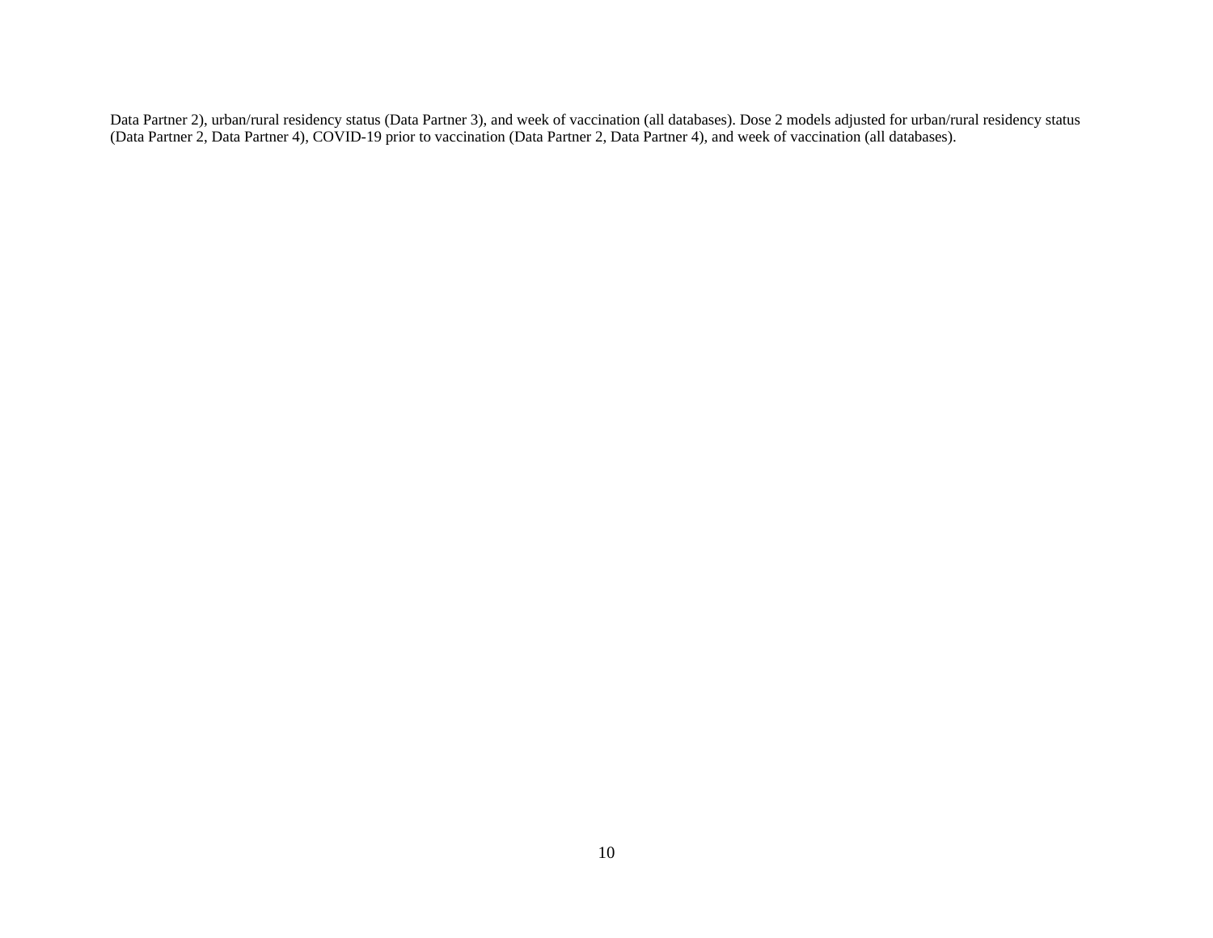Data Partner 2), urban/rural residency status (Data Partner 3), and week of vaccination (all databases). Dose 2 models adjusted for urban/rural residency status (Data Partner 2, Data Partner 4), COVID-19 prior to vaccination (Data Partner 2, Data Partner 4), and week of vaccination (all databases).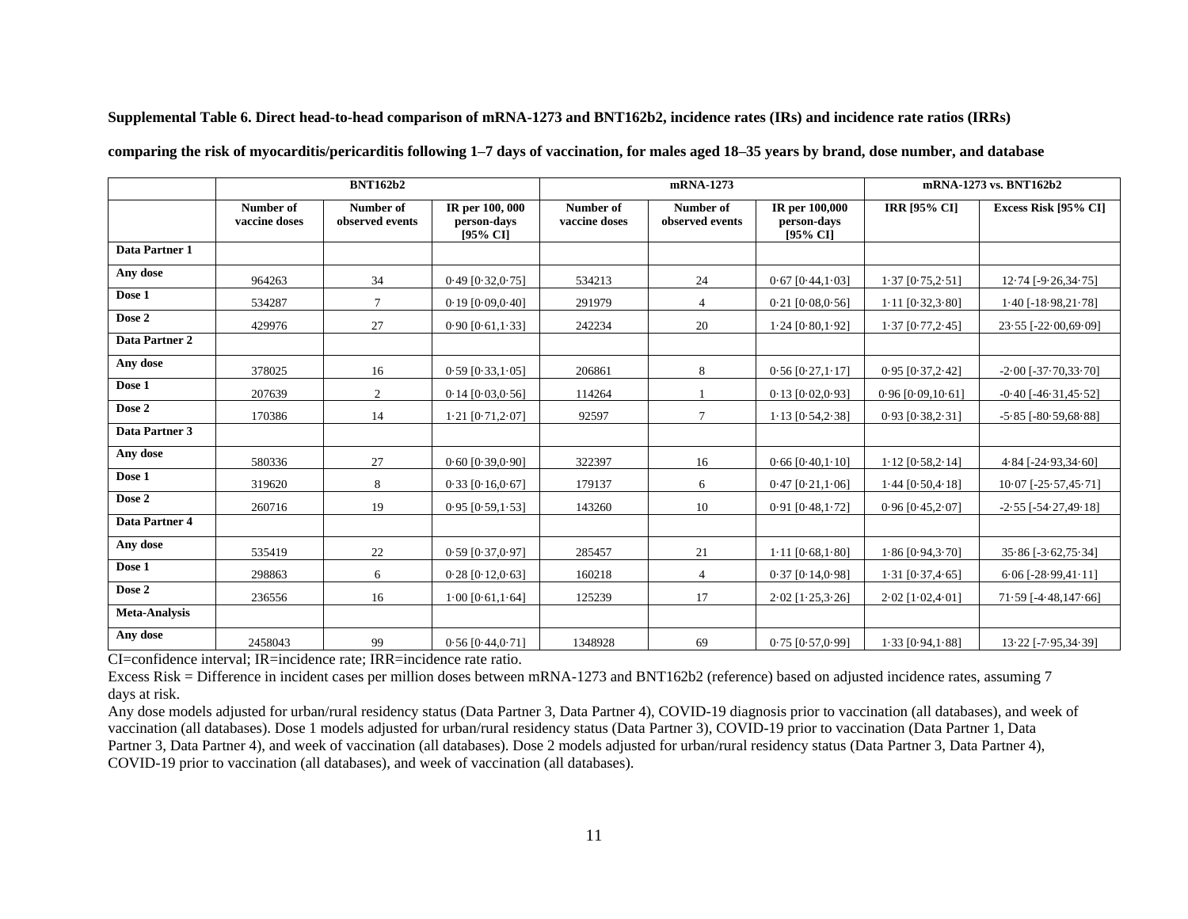**Supplemental Table 6. Direct head-to-head comparison of mRNA-1273 and BNT162b2, incidence rates (IRs) and incidence rate ratios (IRRs) comparing the risk of myocarditis/pericarditis following 1–7 days of vaccination, for males aged 18–35 years by brand, dose number, and database**

| | BNT162b2 | | | mRNA-1273 | | | mRNA-1273 vs. BNT162b2 | |
|---|---|---|---|---|---|---|---|---|
| | Number of vaccine doses | Number of observed events | IR per 100, 000 person-days [95% CI] | Number of vaccine doses | Number of observed events | IR per 100,000 person-days [95% CI] | IRR [95% CI] | Excess Risk [95% CI] |
| **Data Partner 1** | | | | | | | | |
| **Any dose** | 964263 | 34 | 0·49 [0·32,0·75] | 534213 | 24 | 0·67 [0·44,1·03] | 1·37 [0·75,2·51] | 12·74 [-9·26,34·75] |
| **Dose 1** | 534287 | 7 | 0·19 [0·09,0·40] | 291979 | 4 | 0·21 [0·08,0·56] | 1·11 [0·32,3·80] | 1·40 [-18·98,21·78] |
| **Dose 2** | 429976 | 27 | 0·90 [0·61,1·33] | 242234 | 20 | 1·24 [0·80,1·92] | 1·37 [0·77,2·45] | 23·55 [-22·00,69·09] |
| **Data Partner 2** | | | | | | | | |
| **Any dose** | 378025 | 16 | 0·59 [0·33,1·05] | 206861 | 8 | 0·56 [0·27,1·17] | 0·95 [0·37,2·42] | -2·00 [-37·70,33·70] |
| **Dose 1** | 207639 | 2 | 0·14 [0·03,0·56] | 114264 | 1 | 0·13 [0·02,0·93] | 0·96 [0·09,10·61] | -0·40 [-46·31,45·52] |
| **Dose 2** | 170386 | 14 | 1·21 [0·71,2·07] | 92597 | 7 | 1·13 [0·54,2·38] | 0·93 [0·38,2·31] | -5·85 [-80·59,68·88] |
| **Data Partner 3** | | | | | | | | |
| **Any dose** | 580336 | 27 | 0·60 [0·39,0·90] | 322397 | 16 | 0·66 [0·40,1·10] | 1·12 [0·58,2·14] | 4·84 [-24·93,34·60] |
| **Dose 1** | 319620 | 8 | 0·33 [0·16,0·67] | 179137 | 6 | 0·47 [0·21,1·06] | 1·44 [0·50,4·18] | 10·07 [-25·57,45·71] |
| **Dose 2** | 260716 | 19 | 0·95 [0·59,1·53] | 143260 | 10 | 0·91 [0·48,1·72] | 0·96 [0·45,2·07] | -2·55 [-54·27,49·18] |
| **Data Partner 4** | | | | | | | | |
| **Any dose** | 535419 | 22 | 0·59 [0·37,0·97] | 285457 | 21 | 1·11 [0·68,1·80] | 1·86 [0·94,3·70] | 35·86 [-3·62,75·34] |
| **Dose 1** | 298863 | 6 | 0·28 [0·12,0·63] | 160218 | 4 | 0·37 [0·14,0·98] | 1·31 [0·37,4·65] | 6·06 [-28·99,41·11] |
| **Dose 2** | 236556 | 16 | 1·00 [0·61,1·64] | 125239 | 17 | 2·02 [1·25,3·26] | 2·02 [1·02,4·01] | 71·59 [-4·48,147·66] |
| **Meta-Analysis** | | | | | | | | |
| **Any dose** | 2458043 | 99 | 0·56 [0·44,0·71] | 1348928 | 69 | 0·75 [0·57,0·99] | 1·33 [0·94,1·88] | 13·22 [-7·95,34·39] |

CI=confidence interval; IR=incidence rate; IRR=incidence rate ratio.

Excess Risk = Difference in incident cases per million doses between mRNA-1273 and BNT162b2 (reference) based on adjusted incidence rates, assuming 7 days at risk.

Any dose models adjusted for urban/rural residency status (Data Partner 3, Data Partner 4), COVID-19 diagnosis prior to vaccination (all databases), and week of vaccination (all databases). Dose 1 models adjusted for urban/rural residency status (Data Partner 3), COVID-19 prior to vaccination (Data Partner 1, Data Partner 3, Data Partner 4), and week of vaccination (all databases). Dose 2 models adjusted for urban/rural residency status (Data Partner 3, Data Partner 4), COVID-19 prior to vaccination (all databases), and week of vaccination (all databases).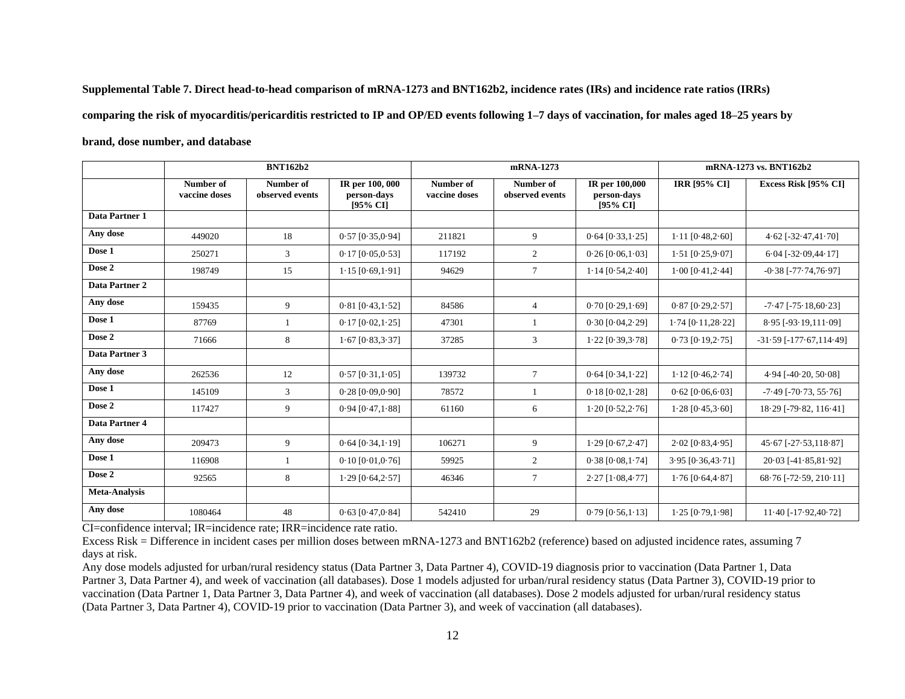**Supplemental Table 7. Direct head-to-head comparison of mRNA-1273 and BNT162b2, incidence rates (IRs) and incidence rate ratios (IRRs) comparing the risk of myocarditis/pericarditis restricted to IP and OP/ED events following 1–7 days of vaccination, for males aged 18–25 years by brand, dose number, and database**

| | BNT162b2 | | | mRNA-1273 | | | mRNA-1273 vs. BNT162b2 | |
|---|---|---|---|---|---|---|---|---|
| | Number of vaccine doses | Number of observed events | IR per 100, 000 person-days [95% CI] | Number of vaccine doses | Number of observed events | IR per 100,000 person-days [95% CI] | IRR [95% CI] | Excess Risk [95% CI] |
| **Data Partner 1** | | | | | | | | |
| **Any dose** | 449020 | 18 | 0·57 [0·35,0·94] | 211821 | 9 | 0·64 [0·33,1·25] | 1·11 [0·48,2·60] | 4·62 [-32·47,41·70] |
| **Dose 1** | 250271 | 3 | 0·17 [0·05,0·53] | 117192 | 2 | 0·26 [0·06,1·03] | 1·51 [0·25,9·07] | 6·04 [-32·09,44·17] |
| **Dose 2** | 198749 | 15 | 1·15 [0·69,1·91] | 94629 | 7 | 1·14 [0·54,2·40] | 1·00 [0·41,2·44] | -0·38 [-77·74,76·97] |
| **Data Partner 2** | | | | | | | | |
| **Any dose** | 159435 | 9 | 0·81 [0·43,1·52] | 84586 | 4 | 0·70 [0·29,1·69] | 0·87 [0·29,2·57] | -7·47 [-75·18,60·23] |
| **Dose 1** | 87769 | 1 | 0·17 [0·02,1·25] | 47301 | 1 | 0·30 [0·04,2·29] | 1·74 [0·11,28·22] | 8·95 [-93·19,111·09] |
| **Dose 2** | 71666 | 8 | 1·67 [0·83,3·37] | 37285 | 3 | 1·22 [0·39,3·78] | 0·73 [0·19,2·75] | -31·59 [-177·67,114·49] |
| **Data Partner 3** | | | | | | | | |
| **Any dose** | 262536 | 12 | 0·57 [0·31,1·05] | 139732 | 7 | 0·64 [0·34,1·22] | 1·12 [0·46,2·74] | 4·94 [-40·20, 50·08] |
| **Dose 1** | 145109 | 3 | 0·28 [0·09,0·90] | 78572 | 1 | 0·18 [0·02,1·28] | 0·62 [0·06,6·03] | -7·49 [-70·73, 55·76] |
| **Dose 2** | 117427 | 9 | 0·94 [0·47,1·88] | 61160 | 6 | 1·20 [0·52,2·76] | 1·28 [0·45,3·60] | 18·29 [-79·82, 116·41] |
| **Data Partner 4** | | | | | | | | |
| **Any dose** | 209473 | 9 | 0·64 [0·34,1·19] | 106271 | 9 | 1·29 [0·67,2·47] | 2·02 [0·83,4·95] | 45·67 [-27·53,118·87] |
| **Dose 1** | 116908 | 1 | 0·10 [0·01,0·76] | 59925 | 2 | 0·38 [0·08,1·74] | 3·95 [0·36,43·71] | 20·03 [-41·85,81·92] |
| **Dose 2** | 92565 | 8 | 1·29 [0·64,2·57] | 46346 | 7 | 2·27 [1·08,4·77] | 1·76 [0·64,4·87] | 68·76 [-72·59, 210·11] |
| **Meta-Analysis** | | | | | | | | |
| **Any dose** | 1080464 | 48 | 0·63 [0·47,0·84] | 542410 | 29 | 0·79 [0·56,1·13] | 1·25 [0·79,1·98] | 11·40 [-17·92,40·72] |

CI=confidence interval; IR=incidence rate; IRR=incidence rate ratio.

Excess Risk = Difference in incident cases per million doses between mRNA-1273 and BNT162b2 (reference) based on adjusted incidence rates, assuming 7 days at risk.

Any dose models adjusted for urban/rural residency status (Data Partner 3, Data Partner 4), COVID-19 diagnosis prior to vaccination (Data Partner 1, Data Partner 3, Data Partner 4), and week of vaccination (all databases). Dose 1 models adjusted for urban/rural residency status (Data Partner 3), COVID-19 prior to vaccination (Data Partner 1, Data Partner 3, Data Partner 4), and week of vaccination (all databases). Dose 2 models adjusted for urban/rural residency status (Data Partner 3, Data Partner 4), COVID-19 prior to vaccination (Data Partner 3), and week of vaccination (all databases).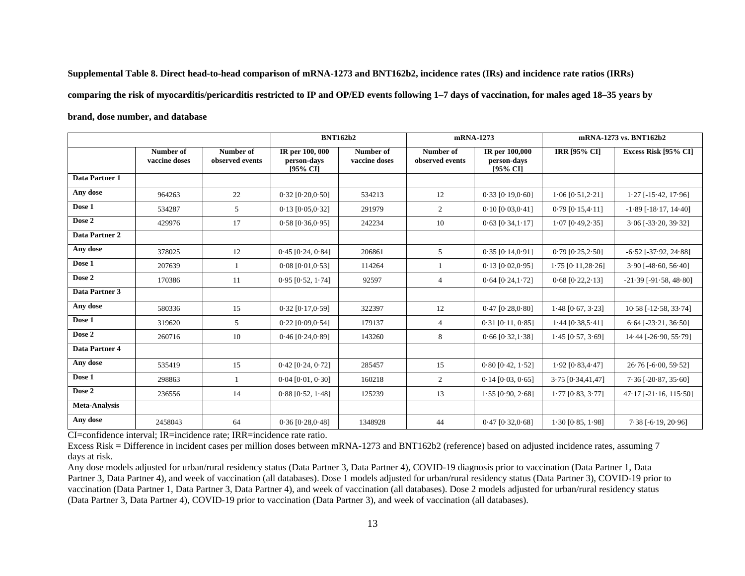**Supplemental Table 8. Direct head-to-head comparison of mRNA-1273 and BNT162b2, incidence rates (IRs) and incidence rate ratios (IRRs) comparing the risk of myocarditis/pericarditis restricted to IP and OP/ED events following 1–7 days of vaccination, for males aged 18–35 years by brand, dose number, and database**

| | BNT162b2 | | | mRNA-1273 | | | mRNA-1273 vs. BNT162b2 | |
|---|---|---|---|---|---|---|---|---|
| | **Number of vaccine doses** | **Number of observed events** | **IR per 100, 000 person-days [95% CI]** | **Number of vaccine doses** | **Number of observed events** | **IR per 100,000 person-days [95% CI]** | **IRR [95% CI]** | **Excess Risk [95% CI]** |
| **Data Partner 1** | | | | | | | | |
| **Any dose** | 964263 | 22 | 0·32 [0·20,0·50] | 534213 | 12 | 0·33 [0·19,0·60] | 1·06 [0·51,2·21] | 1·27 [-15·42, 17·96] |
| **Dose 1** | 534287 | 5 | 0·13 [0·05,0·32] | 291979 | 2 | 0·10 [0·03,0·41] | 0·79 [0·15,4·11] | -1·89 [-18·17, 14·40] |
| **Dose 2** | 429976 | 17 | 0·58 [0·36,0·95] | 242234 | 10 | 0·63 [0·34,1·17] | 1·07 [0·49,2·35] | 3·06 [-33·20, 39·32] |
| **Data Partner 2** | | | | | | | | |
| **Any dose** | 378025 | 12 | 0·45 [0·24, 0·84] | 206861 | 5 | 0·35 [0·14,0·91] | 0·79 [0·25,2·50] | -6·52 [-37·92, 24·88] |
| **Dose 1** | 207639 | 1 | 0·08 [0·01,0·53] | 114264 | 1 | 0·13 [0·02,0·95] | 1·75 [0·11,28·26] | 3·90 [-48·60, 56·40] |
| **Dose 2** | 170386 | 11 | 0·95 [0·52, 1·74] | 92597 | 4 | 0·64 [0·24,1·72] | 0·68 [0·22,2·13] | -21·39 [-91·58, 48·80] |
| **Data Partner 3** | | | | | | | | |
| **Any dose** | 580336 | 15 | 0·32 [0·17,0·59] | 322397 | 12 | 0·47 [0·28,0·80] | 1·48 [0·67, 3·23] | 10·58 [-12·58, 33·74] |
| **Dose 1** | 319620 | 5 | 0·22 [0·09,0·54] | 179137 | 4 | 0·31 [0·11, 0·85] | 1·44 [0·38,5·41] | 6·64 [-23·21, 36·50] |
| **Dose 2** | 260716 | 10 | 0·46 [0·24,0·89] | 143260 | 8 | 0·66 [0·32,1·38] | 1·45 [0·57, 3·69] | 14·44 [-26·90, 55·79] |
| **Data Partner 4** | | | | | | | | |
| **Any dose** | 535419 | 15 | 0·42 [0·24, 0·72] | 285457 | 15 | 0·80 [0·42, 1·52] | 1·92 [0·83,4·47] | 26·76 [-6·00, 59·52] |
| **Dose 1** | 298863 | 1 | 0·04 [0·01, 0·30] | 160218 | 2 | 0·14 [0·03, 0·65] | 3·75 [0·34,41,47] | 7·36 [-20·87, 35·60] |
| **Dose 2** | 236556 | 14 | 0·88 [0·52, 1·48] | 125239 | 13 | 1·55 [0·90, 2·68] | 1·77 [0·83, 3·77] | 47·17 [-21·16, 115·50] |
| **Meta-Analysis** | | | | | | | | |
| **Any dose** | 2458043 | 64 | 0·36 [0·28,0·48] | 1348928 | 44 | 0·47 [0·32,0·68] | 1·30 [0·85, 1·98] | 7·38 [-6·19, 20·96] |

CI=confidence interval; IR=incidence rate; IRR=incidence rate ratio.

Excess Risk = Difference in incident cases per million doses between mRNA-1273 and BNT162b2 (reference) based on adjusted incidence rates, assuming 7 days at risk.

Any dose models adjusted for urban/rural residency status (Data Partner 3, Data Partner 4), COVID-19 diagnosis prior to vaccination (Data Partner 1, Data Partner 3, Data Partner 4), and week of vaccination (all databases). Dose 1 models adjusted for urban/rural residency status (Data Partner 3), COVID-19 prior to vaccination (Data Partner 1, Data Partner 3, Data Partner 4), and week of vaccination (all databases). Dose 2 models adjusted for urban/rural residency status (Data Partner 3, Data Partner 4), COVID-19 prior to vaccination (Data Partner 3), and week of vaccination (all databases).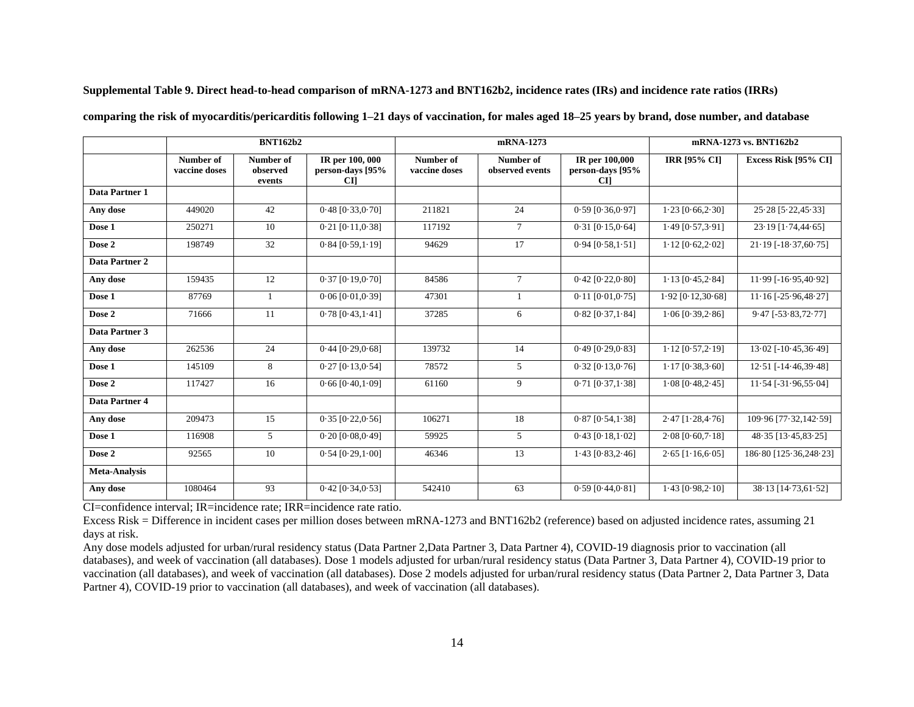**Supplemental Table 9. Direct head-to-head comparison of mRNA-1273 and BNT162b2, incidence rates (IRs) and incidence rate ratios (IRRs) comparing the risk of myocarditis/pericarditis following 1–21 days of vaccination, for males aged 18–25 years by brand, dose number, and database**

| | BNT162b2 | | | mRNA-1273 | | | mRNA-1273 vs. BNT162b2 | |
|---|---|---|---|---|---|---|---|---|
| | Number of vaccine doses | Number of observed events | IR per 100, 000 person-days [95% CI] | Number of vaccine doses | Number of observed events | IR per 100,000 person-days [95% CI] | IRR [95% CI] | Excess Risk [95% CI] |
| **Data Partner 1** | | | | | | | | |
| **Any dose** | 449020 | 42 | 0·48 [0·33,0·70] | 211821 | 24 | 0·59 [0·36,0·97] | 1·23 [0·66,2·30] | 25·28 [5·22,45·33] |
| **Dose 1** | 250271 | 10 | 0·21 [0·11,0·38] | 117192 | 7 | 0·31 [0·15,0·64] | 1·49 [0·57,3·91] | 23·19 [1·74,44·65] |
| **Dose 2** | 198749 | 32 | 0·84 [0·59,1·19] | 94629 | 17 | 0·94 [0·58,1·51] | 1·12 [0·62,2·02] | 21·19 [-18·37,60·75] |
| **Data Partner 2** | | | | | | | | |
| **Any dose** | 159435 | 12 | 0·37 [0·19,0·70] | 84586 | 7 | 0·42 [0·22,0·80] | 1·13 [0·45,2·84] | 11·99 [-16·95,40·92] |
| **Dose 1** | 87769 | 1 | 0·06 [0·01,0·39] | 47301 | 1 | 0·11 [0·01,0·75] | 1·92 [0·12,30·68] | 11·16 [-25·96,48·27] |
| **Dose 2** | 71666 | 11 | 0·78 [0·43,1·41] | 37285 | 6 | 0·82 [0·37,1·84] | 1·06 [0·39,2·86] | 9·47 [-53·83,72·77] |
| **Data Partner 3** | | | | | | | | |
| **Any dose** | 262536 | 24 | 0·44 [0·29,0·68] | 139732 | 14 | 0·49 [0·29,0·83] | 1·12 [0·57,2·19] | 13·02 [-10·45,36·49] |
| **Dose 1** | 145109 | 8 | 0·27 [0·13,0·54] | 78572 | 5 | 0·32 [0·13,0·76] | 1·17 [0·38,3·60] | 12·51 [-14·46,39·48] |
| **Dose 2** | 117427 | 16 | 0·66 [0·40,1·09] | 61160 | 9 | 0·71 [0·37,1·38] | 1·08 [0·48,2·45] | 11·54 [-31·96,55·04] |
| **Data Partner 4** | | | | | | | | |
| **Any dose** | 209473 | 15 | 0·35 [0·22,0·56] | 106271 | 18 | 0·87 [0·54,1·38] | 2·47 [1·28,4·76] | 109·96 [77·32,142·59] |
| **Dose 1** | 116908 | 5 | 0·20 [0·08,0·49] | 59925 | 5 | 0·43 [0·18,1·02] | 2·08 [0·60,7·18] | 48·35 [13·45,83·25] |
| **Dose 2** | 92565 | 10 | 0·54 [0·29,1·00] | 46346 | 13 | 1·43 [0·83,2·46] | 2·65 [1·16,6·05] | 186·80 [125·36,248·23] |
| **Meta-Analysis** | | | | | | | | |
| **Any dose** | 1080464 | 93 | 0·42 [0·34,0·53] | 542410 | 63 | 0·59 [0·44,0·81] | 1·43 [0·98,2·10] | 38·13 [14·73,61·52] |

CI=confidence interval; IR=incidence rate; IRR=incidence rate ratio.

Excess Risk = Difference in incident cases per million doses between mRNA-1273 and BNT162b2 (reference) based on adjusted incidence rates, assuming 21 days at risk.

Any dose models adjusted for urban/rural residency status (Data Partner 2,Data Partner 3, Data Partner 4), COVID-19 diagnosis prior to vaccination (all databases), and week of vaccination (all databases). Dose 1 models adjusted for urban/rural residency status (Data Partner 3, Data Partner 4), COVID-19 prior to vaccination (all databases), and week of vaccination (all databases). Dose 2 models adjusted for urban/rural residency status (Data Partner 2, Data Partner 3, Data Partner 4), COVID-19 prior to vaccination (all databases), and week of vaccination (all databases).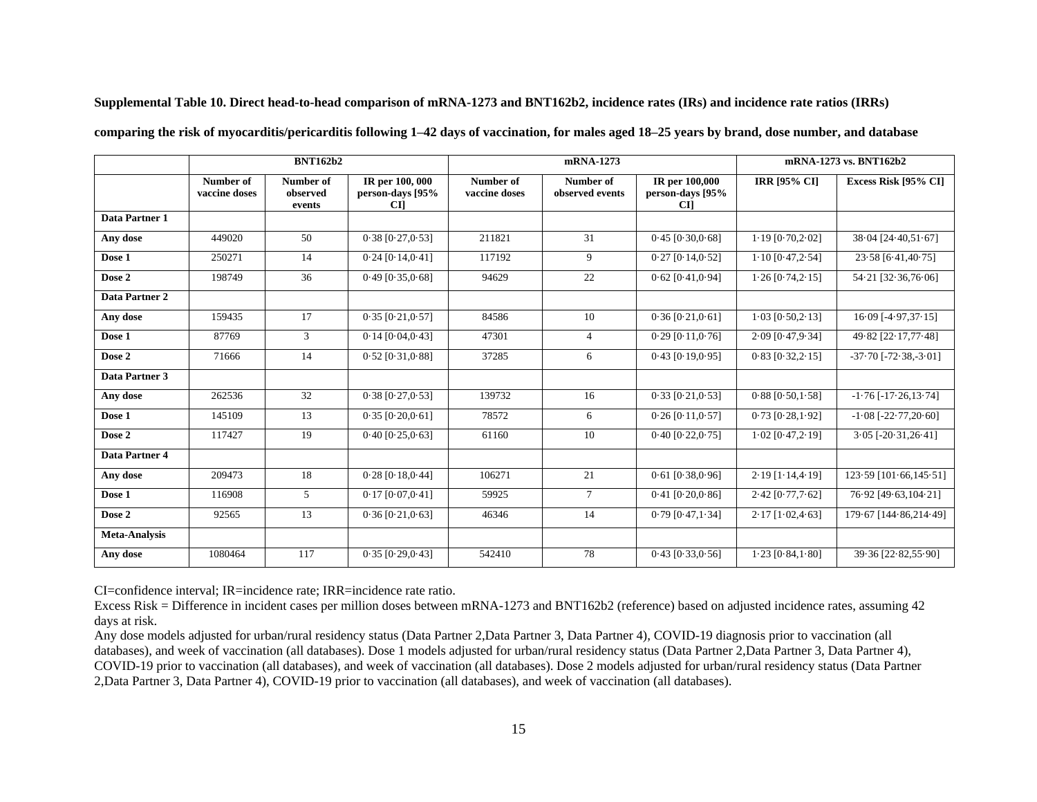**Supplemental Table 10. Direct head-to-head comparison of mRNA-1273 and BNT162b2, incidence rates (IRs) and incidence rate ratios (IRRs) comparing the risk of myocarditis/pericarditis following 1–42 days of vaccination, for males aged 18–25 years by brand, dose number, and database**

| | BNT162b2 | | | mRNA-1273 | | | mRNA-1273 vs. BNT162b2 | |
|---|---|---|---|---|---|---|---|---|
| | Number of vaccine doses | Number of observed events | IR per 100, 000 person-days [95% CI] | Number of vaccine doses | Number of observed events | IR per 100,000 person-days [95% CI] | IRR [95% CI] | Excess Risk [95% CI] |
| **Data Partner 1** | | | | | | | | |
| **Any dose** | 449020 | 50 | 0·38 [0·27,0·53] | 211821 | 31 | 0·45 [0·30,0·68] | 1·19 [0·70,2·02] | 38·04 [24·40,51·67] |
| **Dose 1** | 250271 | 14 | 0·24 [0·14,0·41] | 117192 | 9 | 0·27 [0·14,0·52] | 1·10 [0·47,2·54] | 23·58 [6·41,40·75] |
| **Dose 2** | 198749 | 36 | 0·49 [0·35,0·68] | 94629 | 22 | 0·62 [0·41,0·94] | 1·26 [0·74,2·15] | 54·21 [32·36,76·06] |
| **Data Partner 2** | | | | | | | | |
| **Any dose** | 159435 | 17 | 0·35 [0·21,0·57] | 84586 | 10 | 0·36 [0·21,0·61] | 1·03 [0·50,2·13] | 16·09 [-4·97,37·15] |
| **Dose 1** | 87769 | 3 | 0·14 [0·04,0·43] | 47301 | 4 | 0·29 [0·11,0·76] | 2·09 [0·47,9·34] | 49·82 [22·17,77·48] |
| **Dose 2** | 71666 | 14 | 0·52 [0·31,0·88] | 37285 | 6 | 0·43 [0·19,0·95] | 0·83 [0·32,2·15] | -37·70 [-72·38,-3·01] |
| **Data Partner 3** | | | | | | | | |
| **Any dose** | 262536 | 32 | 0·38 [0·27,0·53] | 139732 | 16 | 0·33 [0·21,0·53] | 0·88 [0·50,1·58] | -1·76 [-17·26,13·74] |
| **Dose 1** | 145109 | 13 | 0·35 [0·20,0·61] | 78572 | 6 | 0·26 [0·11,0·57] | 0·73 [0·28,1·92] | -1·08 [-22·77,20·60] |
| **Dose 2** | 117427 | 19 | 0·40 [0·25,0·63] | 61160 | 10 | 0·40 [0·22,0·75] | 1·02 [0·47,2·19] | 3·05 [-20·31,26·41] |
| **Data Partner 4** | | | | | | | | |
| **Any dose** | 209473 | 18 | 0·28 [0·18,0·44] | 106271 | 21 | 0·61 [0·38,0·96] | 2·19 [1·14,4·19] | 123·59 [101·66,145·51] |
| **Dose 1** | 116908 | 5 | 0·17 [0·07,0·41] | 59925 | 7 | 0·41 [0·20,0·86] | 2·42 [0·77,7·62] | 76·92 [49·63,104·21] |
| **Dose 2** | 92565 | 13 | 0·36 [0·21,0·63] | 46346 | 14 | 0·79 [0·47,1·34] | 2·17 [1·02,4·63] | 179·67 [144·86,214·49] |
| **Meta-Analysis** | | | | | | | | |
| **Any dose** | 1080464 | 117 | 0·35 [0·29,0·43] | 542410 | 78 | 0·43 [0·33,0·56] | 1·23 [0·84,1·80] | 39·36 [22·82,55·90] |

CI=confidence interval; IR=incidence rate; IRR=incidence rate ratio.

Excess Risk = Difference in incident cases per million doses between mRNA-1273 and BNT162b2 (reference) based on adjusted incidence rates, assuming 42 days at risk.

Any dose models adjusted for urban/rural residency status (Data Partner 2,Data Partner 3, Data Partner 4), COVID-19 diagnosis prior to vaccination (all databases), and week of vaccination (all databases). Dose 1 models adjusted for urban/rural residency status (Data Partner 2,Data Partner 3, Data Partner 4), COVID-19 prior to vaccination (all databases), and week of vaccination (all databases). Dose 2 models adjusted for urban/rural residency status (Data Partner 2,Data Partner 3, Data Partner 4), COVID-19 prior to vaccination (all databases), and week of vaccination (all databases).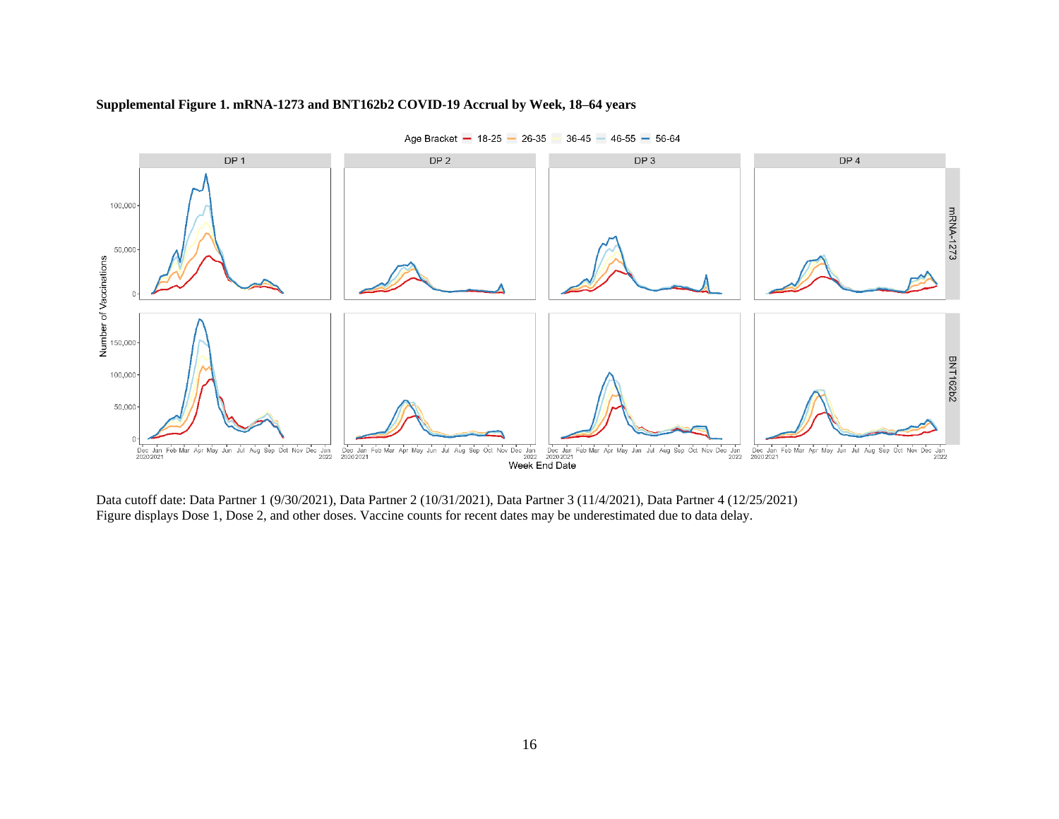**Supplemental Figure 1. mRNA-1273 and BNT162b2 COVID-19 Accrual by Week, 18–64 years**

Data cutoff date: Data Partner 1 (9/30/2021), Data Partner 2 (10/31/2021), Data Partner 3 (11/4/2021), Data Partner 4 (12/25/2021)
Figure displays Dose 1, Dose 2, and other doses. Vaccine counts for recent dates may be underestimated due to data delay.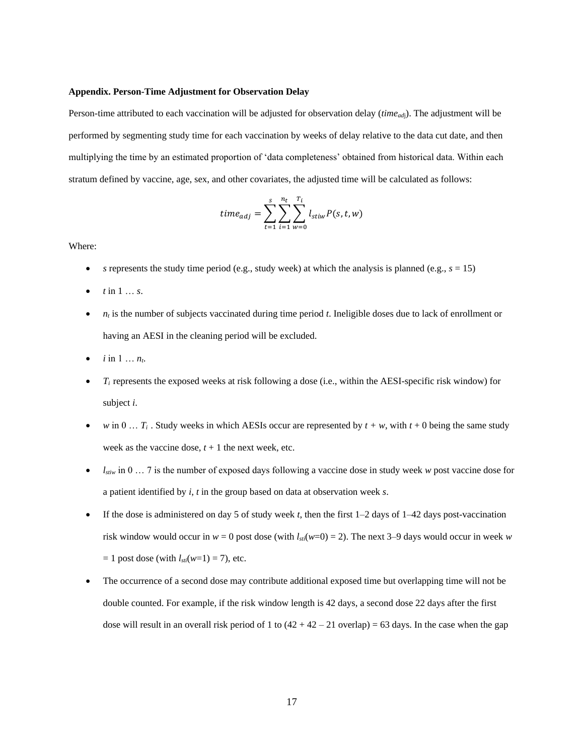**Appendix. Person-Time Adjustment for Observation Delay**

Person-time attributed to each vaccination will be adjusted for observation delay ($time_{adj}$). The adjustment will be performed by segmenting study time for each vaccination by weeks of delay relative to the data cut date, and then multiplying the time by an estimated proportion of 'data completeness' obtained from historical data. Within each stratum defined by vaccine, age, sex, and other covariates, the adjusted time will be calculated as follows:

$$time_{adj} = \sum_{t=1}^{s} \sum_{i=1}^{n_t} \sum_{w=0}^{T_i} l_{stiw} P(s,t,w)$$

Where:

- $s$ represents the study time period (e.g., study week) at which the analysis is planned (e.g., $s$ = 15)
- $t$ in 1 … $s$.
- $n_t$ is the number of subjects vaccinated during time period $t$. Ineligible doses due to lack of enrollment or having an AESI in the cleaning period will be excluded.
- $i$ in 1 … $n_t$.
- $T_i$ represents the exposed weeks at risk following a dose (i.e., within the AESI-specific risk window) for subject $i$.
- $w$ in 0 … $T_i$ . Study weeks in which AESIs occur are represented by $t + w$, with $t + 0$ being the same study week as the vaccine dose, $t + 1$ the next week, etc.
- $l_{stiw}$ in 0 … 7 is the number of exposed days following a vaccine dose in study week $w$ post vaccine dose for a patient identified by $i$, $t$ in the group based on data at observation week $s$.
- If the dose is administered on day 5 of study week $t$, then the first 1–2 days of 1–42 days post-vaccination risk window would occur in $w$ = 0 post dose (with $l_{sti}(w\!=\!0) = 2$). The next 3–9 days would occur in week $w$ = 1 post dose (with $l_{sti}(w\!=\!1) = 7$), etc.
- The occurrence of a second dose may contribute additional exposed time but overlapping time will not be double counted. For example, if the risk window length is 42 days, a second dose 22 days after the first dose will result in an overall risk period of 1 to (42 + 42 – 21 overlap) = 63 days. In the case when the gap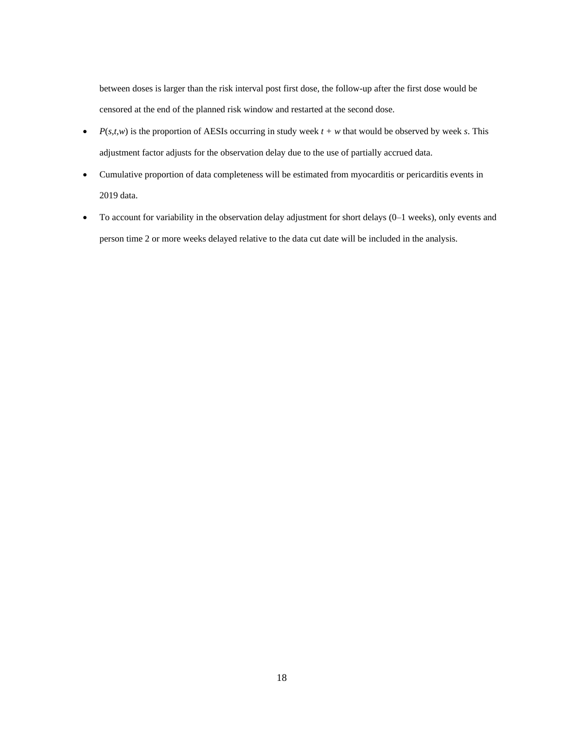between doses is larger than the risk interval post first dose, the follow-up after the first dose would be censored at the end of the planned risk window and restarted at the second dose.

- $P(s,t,w)$ is the proportion of AESIs occurring in study week $t + w$ that would be observed by week $s$. This adjustment factor adjusts for the observation delay due to the use of partially accrued data.
- Cumulative proportion of data completeness will be estimated from myocarditis or pericarditis events in 2019 data.
- To account for variability in the observation delay adjustment for short delays (0–1 weeks), only events and person time 2 or more weeks delayed relative to the data cut date will be included in the analysis.